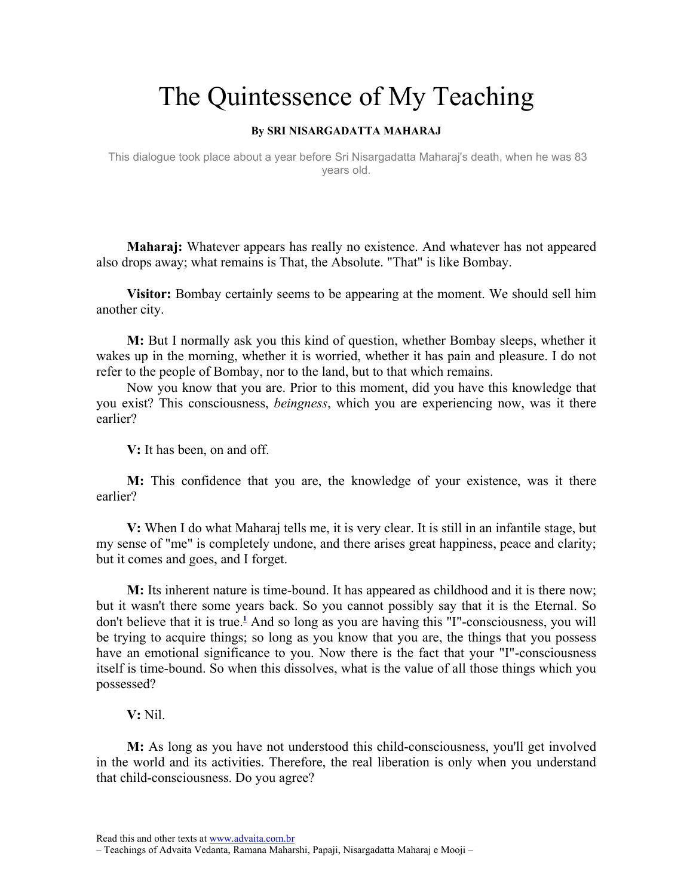# The Quintessence of My Teaching

**By SRI NISARGADATTA MAHARAJ**

This dialogue took place about a year before Sri Nisargadatta Maharaj's death, when he was 83 years old.

**Maharaj:** Whatever appears has really no existence. And whatever has not appeared also drops away; what remains is That, the Absolute. "That" is like Bombay.

**Visitor:** Bombay certainly seems to be appearing at the moment. We should sell him another city.

**M:** But I normally ask you this kind of question, whether Bombay sleeps, whether it wakes up in the morning, whether it is worried, whether it has pain and pleasure. I do not refer to the people of Bombay, nor to the land, but to that which remains.

Now you know that you are. Prior to this moment, did you have this knowledge that you exist? This consciousness, *beingness*, which you are experiencing now, was it there earlier?

**V:** It has been, on and off.

**M:** This confidence that you are, the knowledge of your existence, was it there earlier?

**V:** When I do what Maharaj tells me, it is very clear. It is still in an infantile stage, but my sense of "me" is completely undone, and there arises great happiness, peace and clarity; but it comes and goes, and I forget.

**M:** Its inherent nature is time-bound. It has appeared as childhood and it is there now; but it wasn't there some years back. So you cannot possibly say that it is the Eternal. So don't believe that it is true.[1] And so long as you are having this "I"-consciousness, you will be trying to acquire things; so long as you know that you are, the things that you possess have an emotional significance to you. Now there is the fact that your "I"-consciousness itself is time-bound. So when this dissolves, what is the value of all those things which you possessed?

**V:** Nil.

**M:** As long as you have not understood this child-consciousness, you'll get involved in the world and its activities. Therefore, the real liberation is only when you understand that child-consciousness. Do you agree?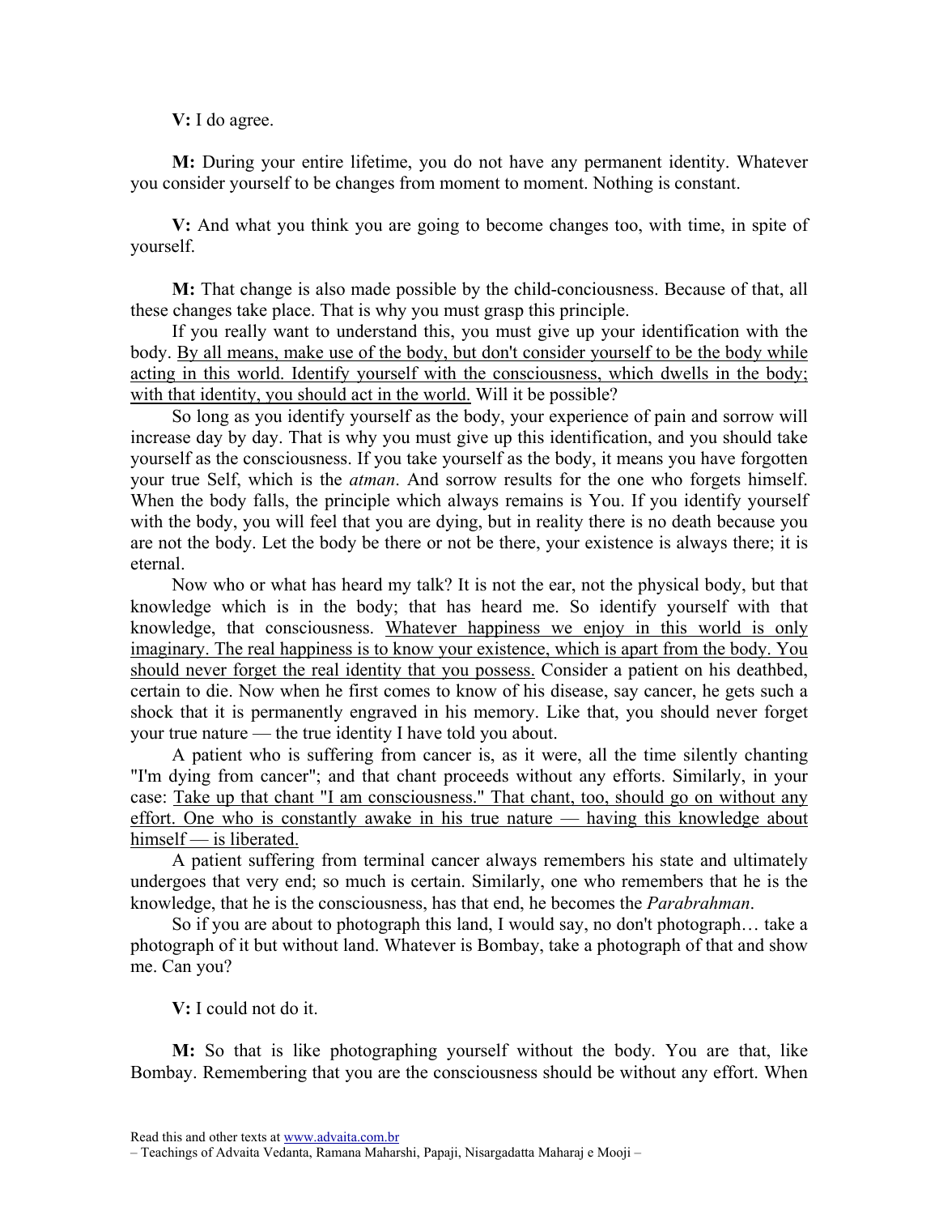**V:** I do agree.

**M:** During your entire lifetime, you do not have any permanent identity. Whatever you consider yourself to be changes from moment to moment. Nothing is constant.

**V:** And what you think you are going to become changes too, with time, in spite of yourself.

**M:** That change is also made possible by the child-conciousness. Because of that, all these changes take place. That is why you must grasp this principle.

If you really want to understand this, you must give up your identification with the body. <u>By all means, make use of the body, but don't consider yourself to be the body while acting in this world. Identify yourself with the consciousness, which dwells in the body; with that identity, you should act in the world.</u> Will it be possible?

So long as you identify yourself as the body, your experience of pain and sorrow will increase day by day. That is why you must give up this identification, and you should take yourself as the consciousness. If you take yourself as the body, it means you have forgotten your true Self, which is the *atman*. And sorrow results for the one who forgets himself. When the body falls, the principle which always remains is You. If you identify yourself with the body, you will feel that you are dying, but in reality there is no death because you are not the body. Let the body be there or not be there, your existence is always there; it is eternal.

Now who or what has heard my talk? It is not the ear, not the physical body, but that knowledge which is in the body; that has heard me. So identify yourself with that knowledge, that consciousness. <u>Whatever happiness we enjoy in this world is only imaginary. The real happiness is to know your existence, which is apart from the body. You should never forget the real identity that you possess.</u> Consider a patient on his deathbed, certain to die. Now when he first comes to know of his disease, say cancer, he gets such a shock that it is permanently engraved in his memory. Like that, you should never forget your true nature — the true identity I have told you about.

A patient who is suffering from cancer is, as it were, all the time silently chanting "I'm dying from cancer"; and that chant proceeds without any efforts. Similarly, in your case: <u>Take up that chant "I am consciousness." That chant, too, should go on without any effort. One who is constantly awake in his true nature — having this knowledge about himself — is liberated.</u>

A patient suffering from terminal cancer always remembers his state and ultimately undergoes that very end; so much is certain. Similarly, one who remembers that he is the knowledge, that he is the consciousness, has that end, he becomes the *Parabrahman*.

So if you are about to photograph this land, I would say, no don't photograph… take a photograph of it but without land. Whatever is Bombay, take a photograph of that and show me. Can you?

**V:** I could not do it.

**M:** So that is like photographing yourself without the body. You are that, like Bombay. Remembering that you are the consciousness should be without any effort. When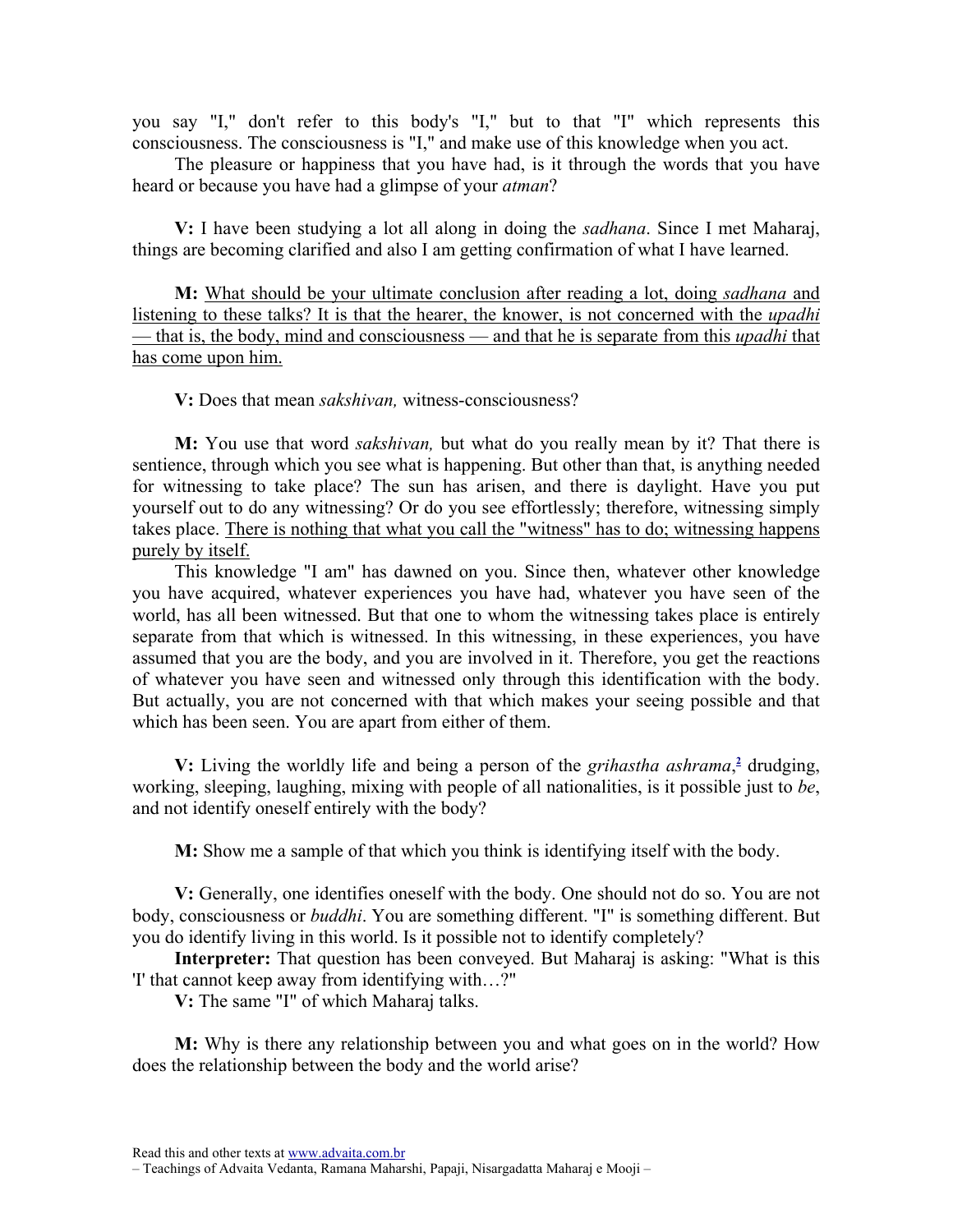you say "I," don't refer to this body's "I," but to that "I" which represents this consciousness. The consciousness is "I," and make use of this knowledge when you act.

The pleasure or happiness that you have had, is it through the words that you have heard or because you have had a glimpse of your *atman*?

**V:** I have been studying a lot all along in doing the *sadhana*. Since I met Maharaj, things are becoming clarified and also I am getting confirmation of what I have learned.

**M:** <u>What should be your ultimate conclusion after reading a lot, doing *sadhana* and listening to these talks? It is that the hearer, the knower, is not concerned with the *upadhi* — that is, the body, mind and consciousness — and that he is separate from this *upadhi* that has come upon him.</u>

**V:** Does that mean *sakshivan,* witness-consciousness?

**M:** You use that word *sakshivan,* but what do you really mean by it? That there is sentience, through which you see what is happening. But other than that, is anything needed for witnessing to take place? The sun has arisen, and there is daylight. Have you put yourself out to do any witnessing? Or do you see effortlessly; therefore, witnessing simply takes place. <u>There is nothing that what you call the "witness" has to do; witnessing happens purely by itself.</u>

This knowledge "I am" has dawned on you. Since then, whatever other knowledge you have acquired, whatever experiences you have had, whatever you have seen of the world, has all been witnessed. But that one to whom the witnessing takes place is entirely separate from that which is witnessed. In this witnessing, in these experiences, you have assumed that you are the body, and you are involved in it. Therefore, you get the reactions of whatever you have seen and witnessed only through this identification with the body. But actually, you are not concerned with that which makes your seeing possible and that which has been seen. You are apart from either of them.

**V:** Living the worldly life and being a person of the *grihastha ashrama*,[2] drudging, working, sleeping, laughing, mixing with people of all nationalities, is it possible just to *be*, and not identify oneself entirely with the body?

**M:** Show me a sample of that which you think is identifying itself with the body.

**V:** Generally, one identifies oneself with the body. One should not do so. You are not body, consciousness or *buddhi*. You are something different. "I" is something different. But you do identify living in this world. Is it possible not to identify completely?

**Interpreter:** That question has been conveyed. But Maharaj is asking: "What is this 'I' that cannot keep away from identifying with…?"

**V:** The same "I" of which Maharaj talks.

**M:** Why is there any relationship between you and what goes on in the world? How does the relationship between the body and the world arise?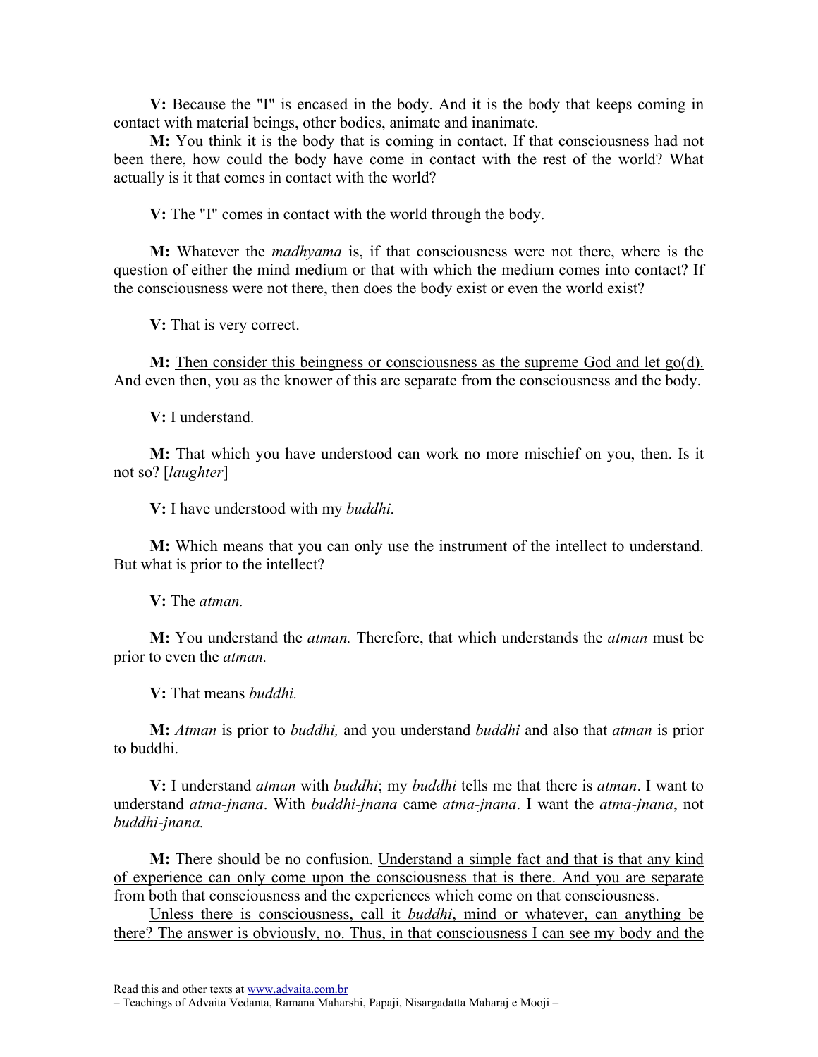**V:** Because the "I" is encased in the body. And it is the body that keeps coming in contact with material beings, other bodies, animate and inanimate.

**M:** You think it is the body that is coming in contact. If that consciousness had not been there, how could the body have come in contact with the rest of the world? What actually is it that comes in contact with the world?

**V:** The "I" comes in contact with the world through the body.

**M:** Whatever the *madhyama* is, if that consciousness were not there, where is the question of either the mind medium or that with which the medium comes into contact? If the consciousness were not there, then does the body exist or even the world exist?

**V:** That is very correct.

**M:** <u>Then consider this beingness or consciousness as the supreme God and let go(d). And even then, you as the knower of this are separate from the consciousness and the body</u>.

**V:** I understand.

**M:** That which you have understood can work no more mischief on you, then. Is it not so? [*laughter*]

**V:** I have understood with my *buddhi.*

**M:** Which means that you can only use the instrument of the intellect to understand. But what is prior to the intellect?

**V:** The *atman.*

**M:** You understand the *atman.* Therefore, that which understands the *atman* must be prior to even the *atman.*

**V:** That means *buddhi.*

**M:** *Atman* is prior to *buddhi,* and you understand *buddhi* and also that *atman* is prior to buddhi.

**V:** I understand *atman* with *buddhi*; my *buddhi* tells me that there is *atman*. I want to understand *atma-jnana*. With *buddhi-jnana* came *atma-jnana*. I want the *atma-jnana*, not *buddhi-jnana.*

**M:** There should be no confusion. <u>Understand a simple fact and that is that any kind of experience can only come upon the consciousness that is there. And you are separate from both that consciousness and the experiences which come on that consciousness</u>.

<u>Unless there is consciousness, call it *buddhi*, mind or whatever, can anything be there? The answer is obviously, no. Thus, in that consciousness I can see my body and the</u>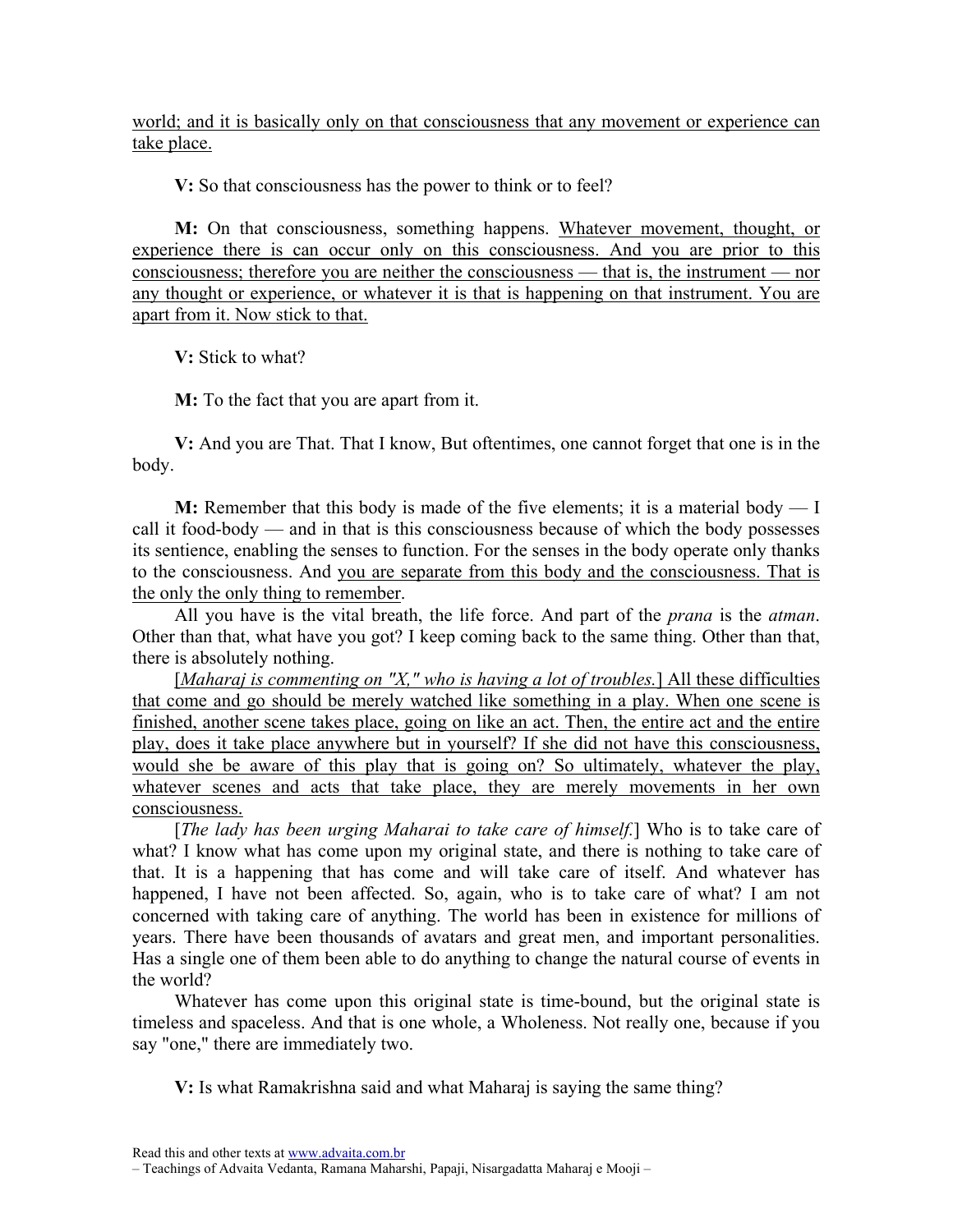world; and it is basically only on that consciousness that any movement or experience can take place.

**V:** So that consciousness has the power to think or to feel?

**M:** On that consciousness, something happens. Whatever movement, thought, or experience there is can occur only on this consciousness. And you are prior to this consciousness; therefore you are neither the consciousness — that is, the instrument — nor any thought or experience, or whatever it is that is happening on that instrument. You are apart from it. Now stick to that.

**V:** Stick to what?

**M:** To the fact that you are apart from it.

**V:** And you are That. That I know, But oftentimes, one cannot forget that one is in the body.

**M:** Remember that this body is made of the five elements; it is a material body — I call it food-body — and in that is this consciousness because of which the body possesses its sentience, enabling the senses to function. For the senses in the body operate only thanks to the consciousness. And you are separate from this body and the consciousness. That is the only the only thing to remember.

All you have is the vital breath, the life force. And part of the *prana* is the *atman*. Other than that, what have you got? I keep coming back to the same thing. Other than that, there is absolutely nothing.

[*Maharaj is commenting on "X," who is having a lot of troubles.*] All these difficulties that come and go should be merely watched like something in a play. When one scene is finished, another scene takes place, going on like an act. Then, the entire act and the entire play, does it take place anywhere but in yourself? If she did not have this consciousness, would she be aware of this play that is going on? So ultimately, whatever the play, whatever scenes and acts that take place, they are merely movements in her own consciousness.

[*The lady has been urging Maharai to take care of himself.*] Who is to take care of what? I know what has come upon my original state, and there is nothing to take care of that. It is a happening that has come and will take care of itself. And whatever has happened, I have not been affected. So, again, who is to take care of what? I am not concerned with taking care of anything. The world has been in existence for millions of years. There have been thousands of avatars and great men, and important personalities. Has a single one of them been able to do anything to change the natural course of events in the world?

Whatever has come upon this original state is time-bound, but the original state is timeless and spaceless. And that is one whole, a Wholeness. Not really one, because if you say "one," there are immediately two.

**V:** Is what Ramakrishna said and what Maharaj is saying the same thing?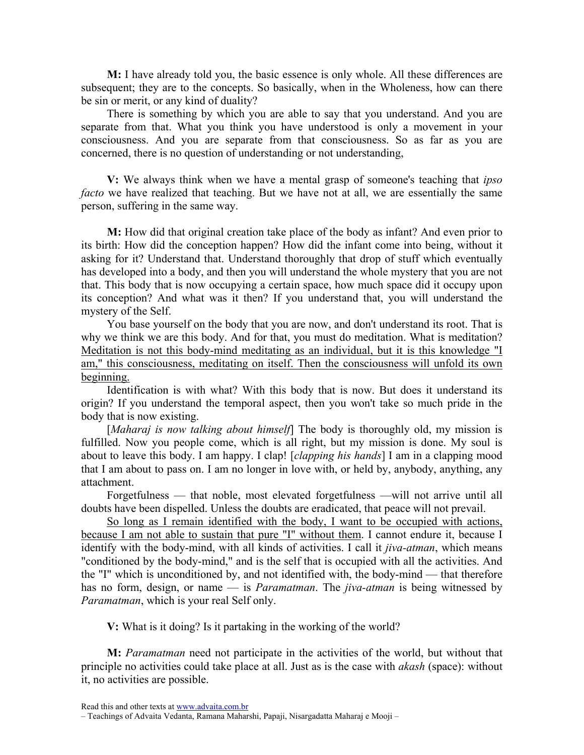**M:** I have already told you, the basic essence is only whole. All these differences are subsequent; they are to the concepts. So basically, when in the Wholeness, how can there be sin or merit, or any kind of duality?

There is something by which you are able to say that you understand. And you are separate from that. What you think you have understood is only a movement in your consciousness. And you are separate from that consciousness. So as far as you are concerned, there is no question of understanding or not understanding,

**V:** We always think when we have a mental grasp of someone's teaching that *ipso facto* we have realized that teaching. But we have not at all, we are essentially the same person, suffering in the same way.

**M:** How did that original creation take place of the body as infant? And even prior to its birth: How did the conception happen? How did the infant come into being, without it asking for it? Understand that. Understand thoroughly that drop of stuff which eventually has developed into a body, and then you will understand the whole mystery that you are not that. This body that is now occupying a certain space, how much space did it occupy upon its conception? And what was it then? If you understand that, you will understand the mystery of the Self.

You base yourself on the body that you are now, and don't understand its root. That is why we think we are this body. And for that, you must do meditation. What is meditation? <u>Meditation is not this body-mind meditating as an individual, but it is this knowledge "I am," this consciousness, meditating on itself. Then the consciousness will unfold its own beginning.</u>

Identification is with what? With this body that is now. But does it understand its origin? If you understand the temporal aspect, then you won't take so much pride in the body that is now existing.

[*Maharaj is now talking about himself*] The body is thoroughly old, my mission is fulfilled. Now you people come, which is all right, but my mission is done. My soul is about to leave this body. I am happy. I clap! [*clapping his hands*] I am in a clapping mood that I am about to pass on. I am no longer in love with, or held by, anybody, anything, any attachment.

Forgetfulness — that noble, most elevated forgetfulness —will not arrive until all doubts have been dispelled. Unless the doubts are eradicated, that peace will not prevail.

<u>So long as I remain identified with the body, I want to be occupied with actions, because I am not able to sustain that pure "I" without them</u>. I cannot endure it, because I identify with the body-mind, with all kinds of activities. I call it *jiva-atman*, which means "conditioned by the body-mind," and is the self that is occupied with all the activities. And the "I" which is unconditioned by, and not identified with, the body-mind — that therefore has no form, design, or name — is *Paramatman*. The *jiva-atman* is being witnessed by *Paramatman*, which is your real Self only.

**V:** What is it doing? Is it partaking in the working of the world?

**M:** *Paramatman* need not participate in the activities of the world, but without that principle no activities could take place at all. Just as is the case with *akash* (space): without it, no activities are possible.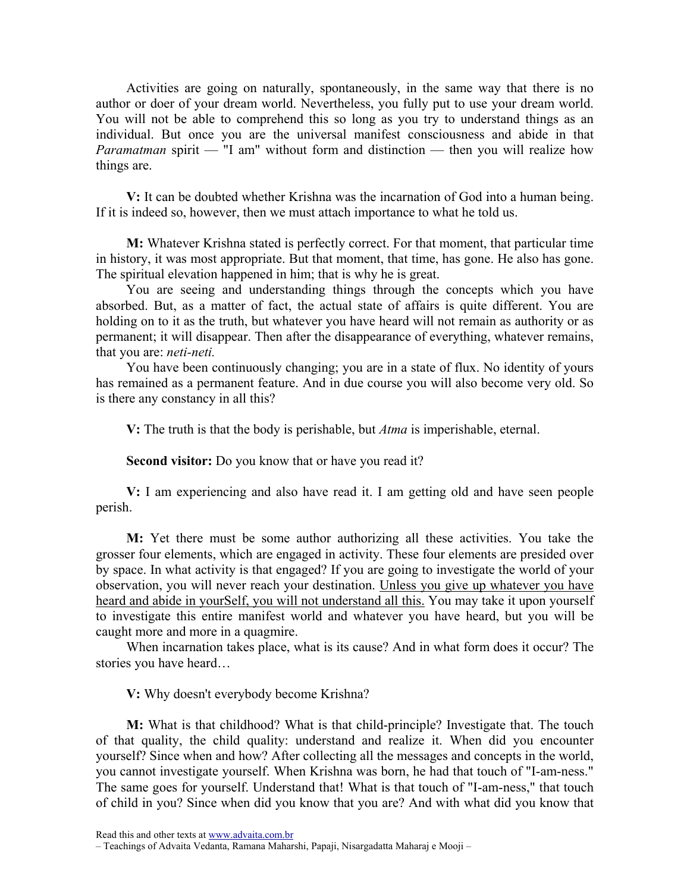Activities are going on naturally, spontaneously, in the same way that there is no author or doer of your dream world. Nevertheless, you fully put to use your dream world. You will not be able to comprehend this so long as you try to understand things as an individual. But once you are the universal manifest consciousness and abide in that *Paramatman* spirit — "I am" without form and distinction — then you will realize how things are.

**V:** It can be doubted whether Krishna was the incarnation of God into a human being. If it is indeed so, however, then we must attach importance to what he told us.

**M:** Whatever Krishna stated is perfectly correct. For that moment, that particular time in history, it was most appropriate. But that moment, that time, has gone. He also has gone. The spiritual elevation happened in him; that is why he is great.

You are seeing and understanding things through the concepts which you have absorbed. But, as a matter of fact, the actual state of affairs is quite different. You are holding on to it as the truth, but whatever you have heard will not remain as authority or as permanent; it will disappear. Then after the disappearance of everything, whatever remains, that you are: *neti-neti.*

You have been continuously changing; you are in a state of flux. No identity of yours has remained as a permanent feature. And in due course you will also become very old. So is there any constancy in all this?

**V:** The truth is that the body is perishable, but *Atma* is imperishable, eternal.

**Second visitor:** Do you know that or have you read it?

**V:** I am experiencing and also have read it. I am getting old and have seen people perish.

**M:** Yet there must be some author authorizing all these activities. You take the grosser four elements, which are engaged in activity. These four elements are presided over by space. In what activity is that engaged? If you are going to investigate the world of your observation, you will never reach your destination. <u>Unless you give up whatever you have heard and abide in yourSelf, you will not understand all this.</u> You may take it upon yourself to investigate this entire manifest world and whatever you have heard, but you will be caught more and more in a quagmire.

When incarnation takes place, what is its cause? And in what form does it occur? The stories you have heard…

**V:** Why doesn't everybody become Krishna?

**M:** What is that childhood? What is that child-principle? Investigate that. The touch of that quality, the child quality: understand and realize it. When did you encounter yourself? Since when and how? After collecting all the messages and concepts in the world, you cannot investigate yourself. When Krishna was born, he had that touch of "I-am-ness." The same goes for yourself. Understand that! What is that touch of "I-am-ness," that touch of child in you? Since when did you know that you are? And with what did you know that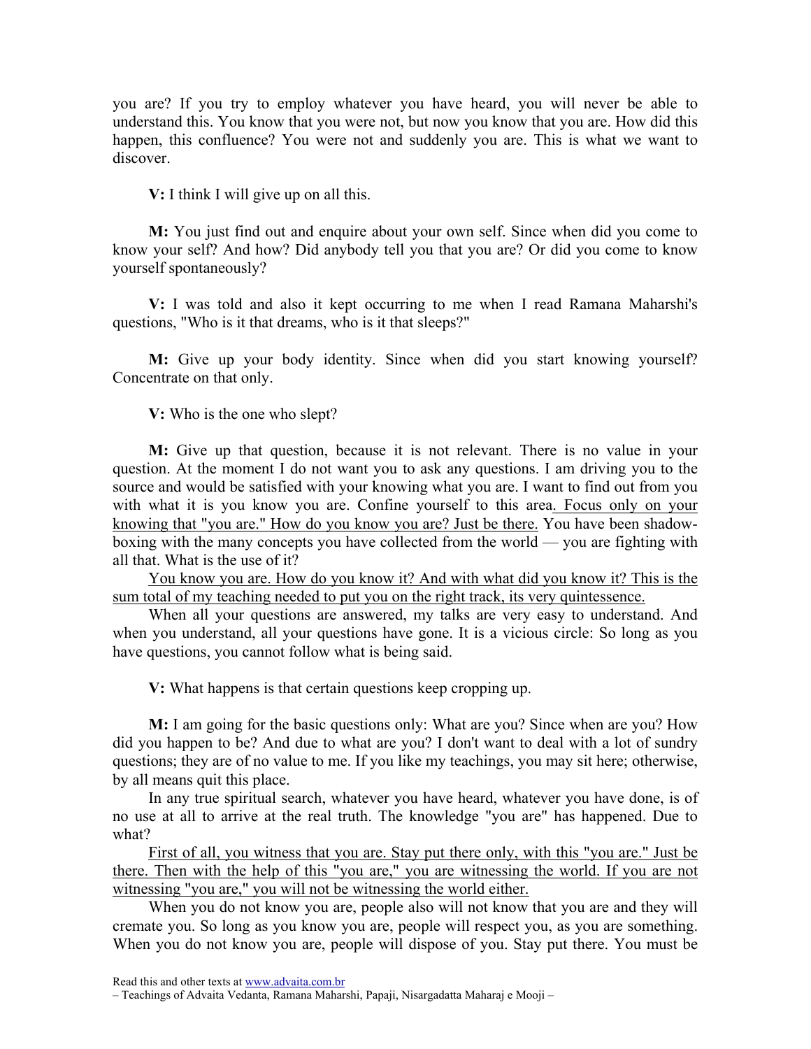you are? If you try to employ whatever you have heard, you will never be able to understand this. You know that you were not, but now you know that you are. How did this happen, this confluence? You were not and suddenly you are. This is what we want to discover.

**V:** I think I will give up on all this.

**M:** You just find out and enquire about your own self. Since when did you come to know your self? And how? Did anybody tell you that you are? Or did you come to know yourself spontaneously?

**V:** I was told and also it kept occurring to me when I read Ramana Maharshi's questions, "Who is it that dreams, who is it that sleeps?"

**M:** Give up your body identity. Since when did you start knowing yourself? Concentrate on that only.

**V:** Who is the one who slept?

**M:** Give up that question, because it is not relevant. There is no value in your question. At the moment I do not want you to ask any questions. I am driving you to the source and would be satisfied with your knowing what you are. I want to find out from you with what it is you know you are. Confine yourself to this area. Focus only on your knowing that "you are." How do you know you are? Just be there. You have been shadow-boxing with the many concepts you have collected from the world — you are fighting with all that. What is the use of it?

You know you are. How do you know it? And with what did you know it? This is the sum total of my teaching needed to put you on the right track, its very quintessence.

When all your questions are answered, my talks are very easy to understand. And when you understand, all your questions have gone. It is a vicious circle: So long as you have questions, you cannot follow what is being said.

**V:** What happens is that certain questions keep cropping up.

**M:** I am going for the basic questions only: What are you? Since when are you? How did you happen to be? And due to what are you? I don't want to deal with a lot of sundry questions; they are of no value to me. If you like my teachings, you may sit here; otherwise, by all means quit this place.

In any true spiritual search, whatever you have heard, whatever you have done, is of no use at all to arrive at the real truth. The knowledge "you are" has happened. Due to what?

First of all, you witness that you are. Stay put there only, with this "you are." Just be there. Then with the help of this "you are," you are witnessing the world. If you are not witnessing "you are," you will not be witnessing the world either.

When you do not know you are, people also will not know that you are and they will cremate you. So long as you know you are, people will respect you, as you are something. When you do not know you are, people will dispose of you. Stay put there. You must be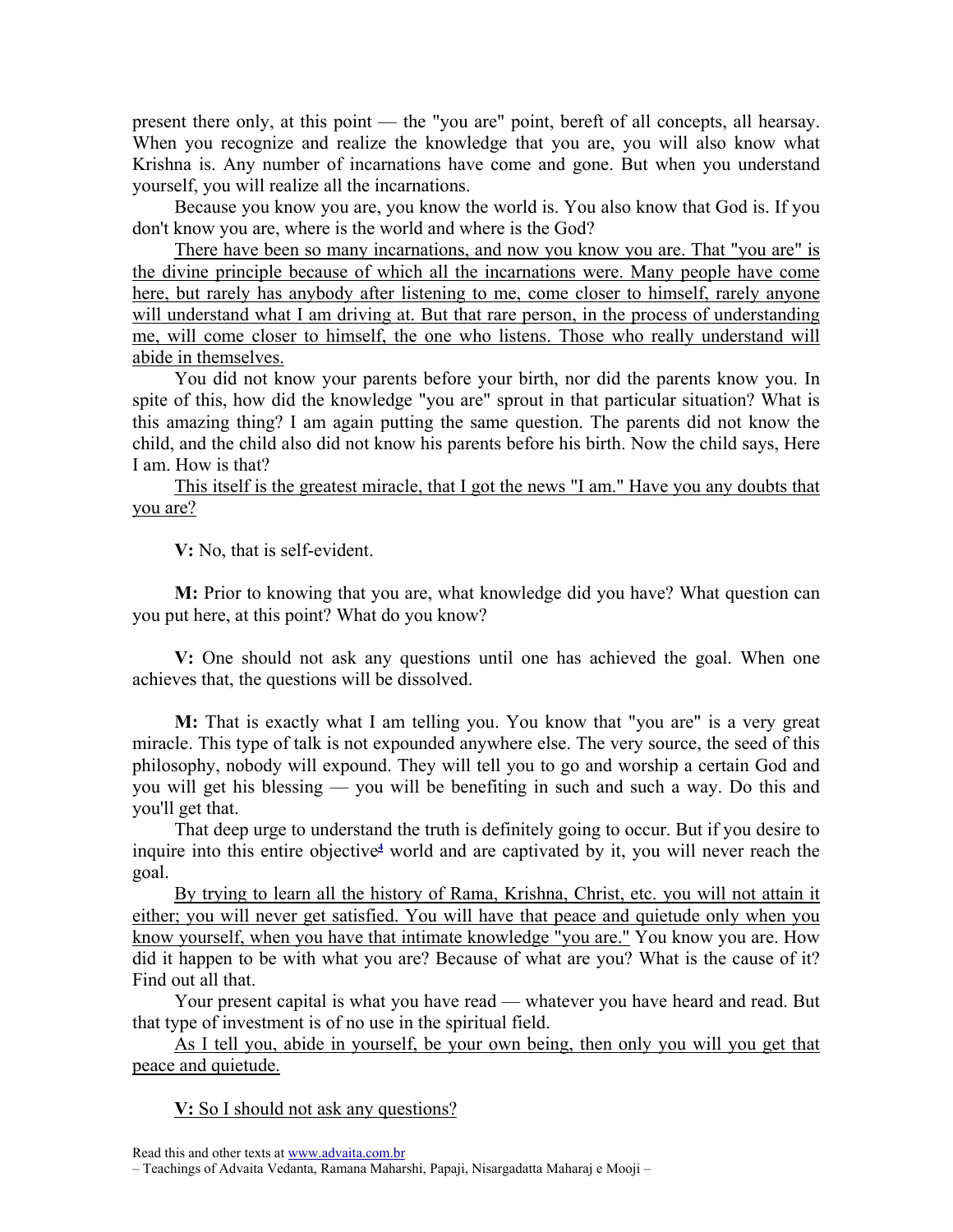present there only, at this point — the "you are" point, bereft of all concepts, all hearsay. When you recognize and realize the knowledge that you are, you will also know what Krishna is. Any number of incarnations have come and gone. But when you understand yourself, you will realize all the incarnations.

Because you know you are, you know the world is. You also know that God is. If you don't know you are, where is the world and where is the God?

<u>There have been so many incarnations, and now you know you are. That "you are" is the divine principle because of which all the incarnations were. Many people have come here, but rarely has anybody after listening to me, come closer to himself, rarely anyone will understand what I am driving at. But that rare person, in the process of understanding me, will come closer to himself, the one who listens. Those who really understand will abide in themselves.</u>

You did not know your parents before your birth, nor did the parents know you. In spite of this, how did the knowledge "you are" sprout in that particular situation? What is this amazing thing? I am again putting the same question. The parents did not know the child, and the child also did not know his parents before his birth. Now the child says, Here I am. How is that?

<u>This itself is the greatest miracle, that I got the news "I am." Have you any doubts that you are?</u>

**V:** No, that is self-evident.

**M:** Prior to knowing that you are, what knowledge did you have? What question can you put here, at this point? What do you know?

**V:** One should not ask any questions until one has achieved the goal. When one achieves that, the questions will be dissolved.

**M:** That is exactly what I am telling you. You know that "you are" is a very great miracle. This type of talk is not expounded anywhere else. The very source, the seed of this philosophy, nobody will expound. They will tell you to go and worship a certain God and you will get his blessing — you will be benefiting in such and such a way. Do this and you'll get that.

That deep urge to understand the truth is definitely going to occur. But if you desire to inquire into this entire objective[4] world and are captivated by it, you will never reach the goal.

<u>By trying to learn all the history of Rama, Krishna, Christ, etc. you will not attain it either; you will never get satisfied. You will have that peace and quietude only when you know yourself, when you have that intimate knowledge "you are."</u> You know you are. How did it happen to be with what you are? Because of what are you? What is the cause of it? Find out all that.

Your present capital is what you have read — whatever you have heard and read. But that type of investment is of no use in the spiritual field.

<u>As I tell you, abide in yourself, be your own being, then only you will you get that peace and quietude.</u>

<u>**V:** So I should not ask any questions?</u>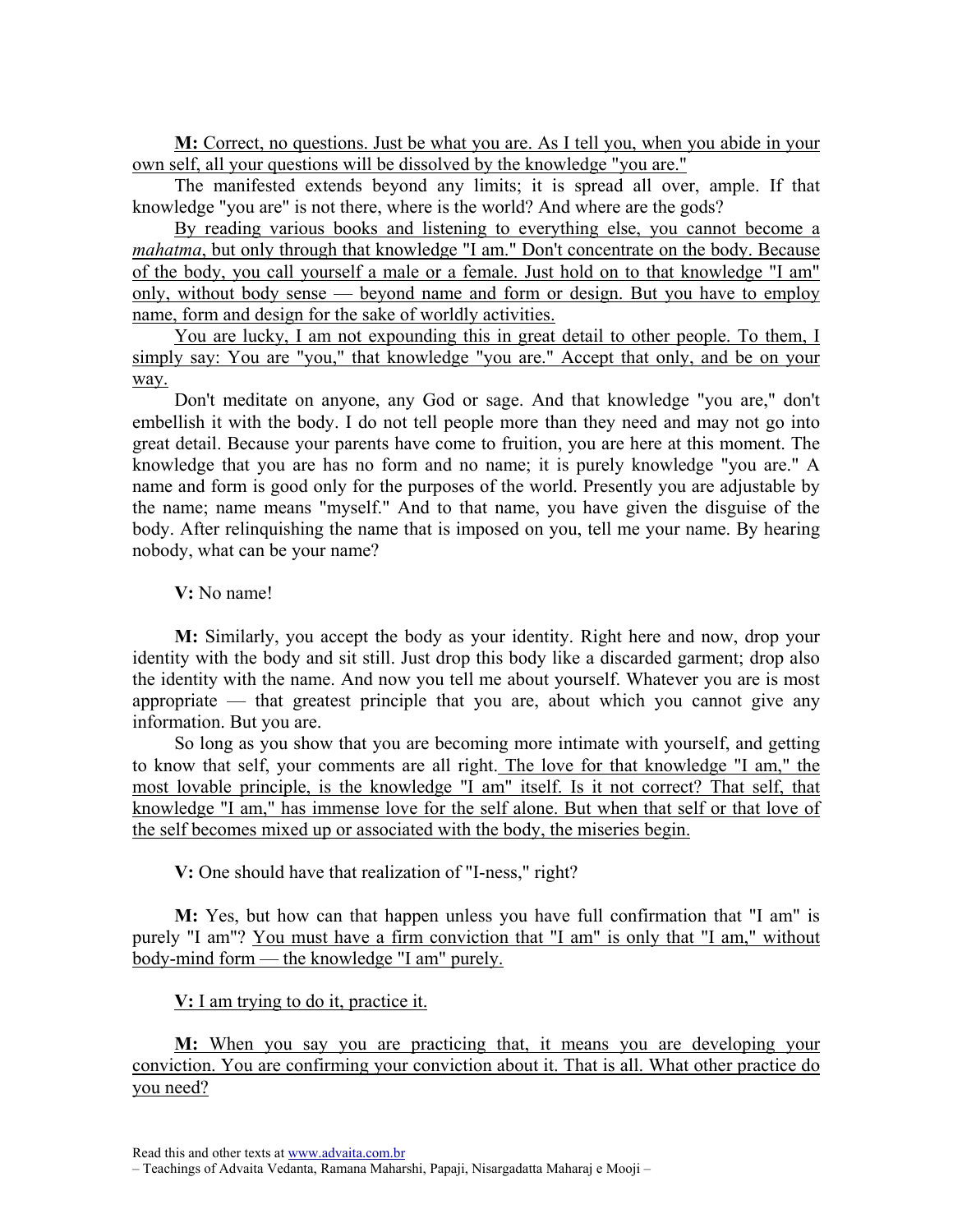**M:** Correct, no questions. Just be what you are. As I tell you, when you abide in your own self, all your questions will be dissolved by the knowledge "you are."

The manifested extends beyond any limits; it is spread all over, ample. If that knowledge "you are" is not there, where is the world? And where are the gods?

By reading various books and listening to everything else, you cannot become a *mahatma*, but only through that knowledge "I am." Don't concentrate on the body. Because of the body, you call yourself a male or a female. Just hold on to that knowledge "I am" only, without body sense — beyond name and form or design. But you have to employ name, form and design for the sake of worldly activities.

You are lucky, I am not expounding this in great detail to other people. To them, I simply say: You are "you," that knowledge "you are." Accept that only, and be on your way.

Don't meditate on anyone, any God or sage. And that knowledge "you are," don't embellish it with the body. I do not tell people more than they need and may not go into great detail. Because your parents have come to fruition, you are here at this moment. The knowledge that you are has no form and no name; it is purely knowledge "you are." A name and form is good only for the purposes of the world. Presently you are adjustable by the name; name means "myself." And to that name, you have given the disguise of the body. After relinquishing the name that is imposed on you, tell me your name. By hearing nobody, what can be your name?

**V:** No name!

**M:** Similarly, you accept the body as your identity. Right here and now, drop your identity with the body and sit still. Just drop this body like a discarded garment; drop also the identity with the name. And now you tell me about yourself. Whatever you are is most appropriate — that greatest principle that you are, about which you cannot give any information. But you are.

So long as you show that you are becoming more intimate with yourself, and getting to know that self, your comments are all right. The love for that knowledge "I am," the most lovable principle, is the knowledge "I am" itself. Is it not correct? That self, that knowledge "I am," has immense love for the self alone. But when that self or that love of the self becomes mixed up or associated with the body, the miseries begin.

**V:** One should have that realization of "I-ness," right?

**M:** Yes, but how can that happen unless you have full confirmation that "I am" is purely "I am"? You must have a firm conviction that "I am" is only that "I am," without body-mind form — the knowledge "I am" purely.

**V:** I am trying to do it, practice it.

**M:** When you say you are practicing that, it means you are developing your conviction. You are confirming your conviction about it. That is all. What other practice do you need?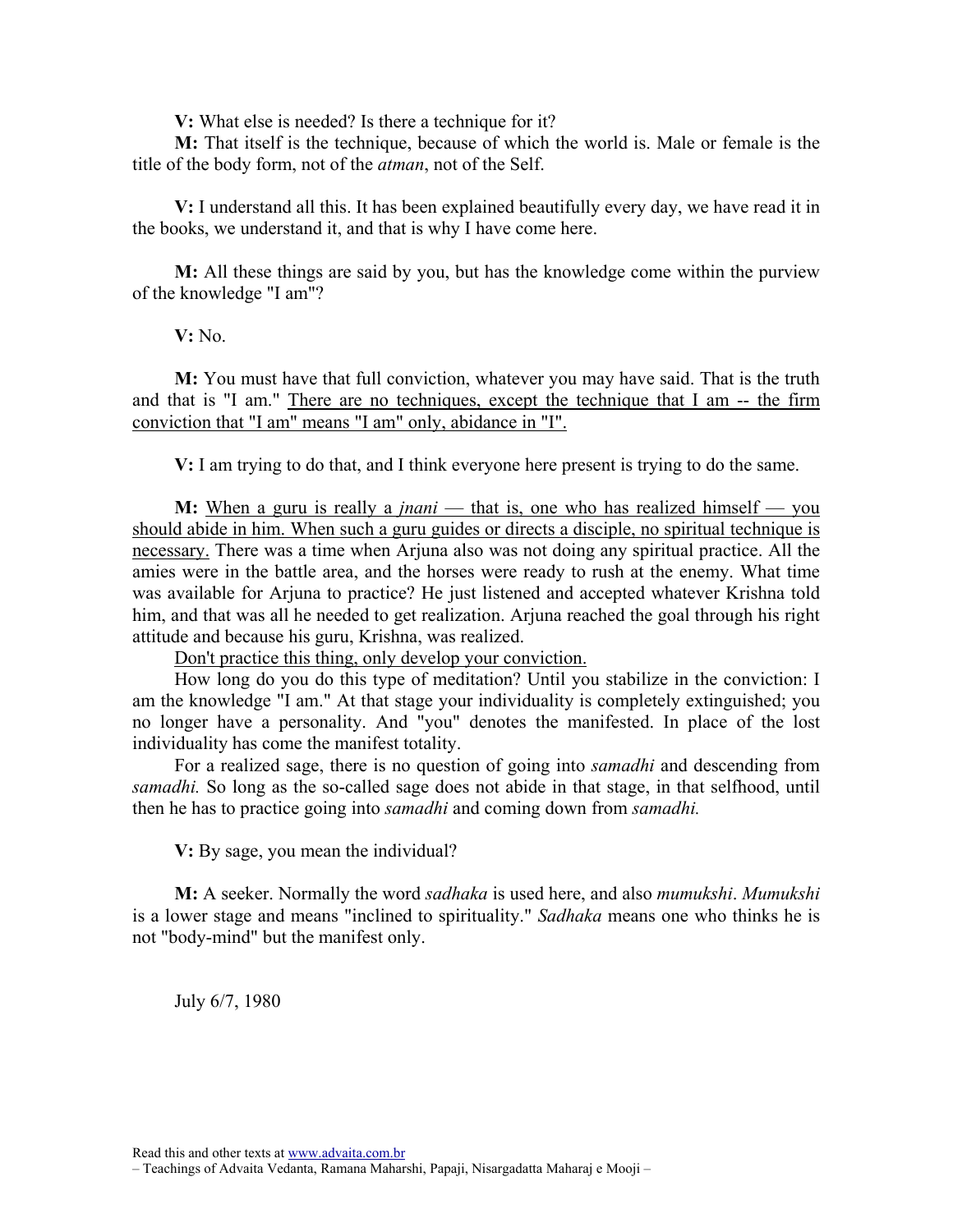**V:** What else is needed? Is there a technique for it?
**M:** That itself is the technique, because of which the world is. Male or female is the title of the body form, not of the *atman*, not of the Self.

**V:** I understand all this. It has been explained beautifully every day, we have read it in the books, we understand it, and that is why I have come here.

**M:** All these things are said by you, but has the knowledge come within the purview of the knowledge "I am"?

**V:** No.

**M:** You must have that full conviction, whatever you may have said. That is the truth and that is "I am." <u>There are no techniques, except the technique that I am -- the firm conviction that "I am" means "I am" only, abidance in "I".</u>

**V:** I am trying to do that, and I think everyone here present is trying to do the same.

**M:** <u>When a guru is really a *jnani* — that is, one who has realized himself — you should abide in him. When such a guru guides or directs a disciple, no spiritual technique is necessary.</u> There was a time when Arjuna also was not doing any spiritual practice. All the amies were in the battle area, and the horses were ready to rush at the enemy. What time was available for Arjuna to practice? He just listened and accepted whatever Krishna told him, and that was all he needed to get realization. Arjuna reached the goal through his right attitude and because his guru, Krishna, was realized.

<u>Don't practice this thing, only develop your conviction.</u>

How long do you do this type of meditation? Until you stabilize in the conviction: I am the knowledge "I am." At that stage your individuality is completely extinguished; you no longer have a personality. And "you" denotes the manifested. In place of the lost individuality has come the manifest totality.

For a realized sage, there is no question of going into *samadhi* and descending from *samadhi.* So long as the so-called sage does not abide in that stage, in that selfhood, until then he has to practice going into *samadhi* and coming down from *samadhi.*

**V:** By sage, you mean the individual?

**M:** A seeker. Normally the word *sadhaka* is used here, and also *mumukshi*. *Mumukshi* is a lower stage and means "inclined to spirituality." *Sadhaka* means one who thinks he is not "body-mind" but the manifest only.

July 6/7, 1980